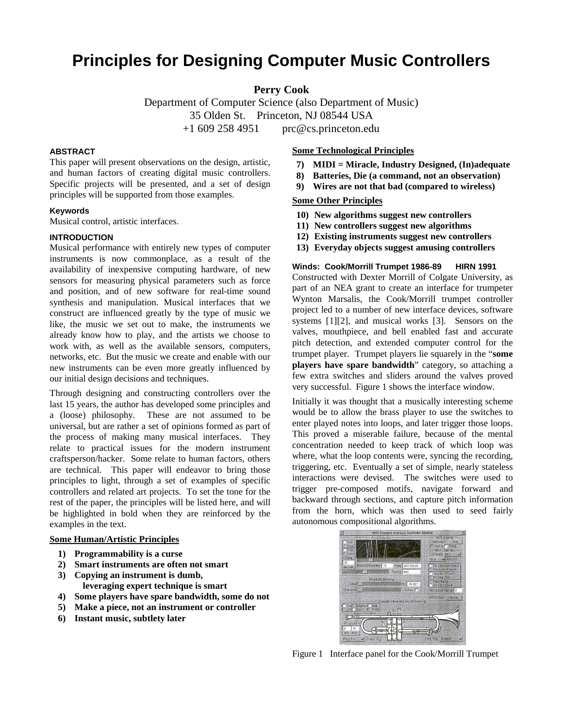# Principles for Designing Computer Music Controllers

**Perry Cook**

Department of Computer Science (also Department of Music)
35 Olden St. Princeton, NJ 08544 USA
+1 609 258 4951 prc@cs.princeton.edu

### ABSTRACT

This paper will present observations on the design, artistic, and human factors of creating digital music controllers. Specific projects will be presented, and a set of design principles will be supported from those examples.

### Keywords

Musical control, artistic interfaces.

### INTRODUCTION

Musical performance with entirely new types of computer instruments is now commonplace, as a result of the availability of inexpensive computing hardware, of new sensors for measuring physical parameters such as force and position, and of new software for real-time sound synthesis and manipulation. Musical interfaces that we construct are influenced greatly by the type of music we like, the music we set out to make, the instruments we already know how to play, and the artists we choose to work with, as well as the available sensors, computers, networks, etc. But the music we create and enable with our new instruments can be even more greatly influenced by our initial design decisions and techniques.

Through designing and constructing controllers over the last 15 years, the author has developed some principles and a (loose) philosophy. These are not assumed to be universal, but are rather a set of opinions formed as part of the process of making many musical interfaces. They relate to practical issues for the modern instrument craftsperson/hacker. Some relate to human factors, others are technical. This paper will endeavor to bring those principles to light, through a set of examples of specific controllers and related art projects. To set the tone for the rest of the paper, the principles will be listed here, and will be highlighted in bold when they are reinforced by the examples in the text.

**Some Human/Artistic Principles**

1) **Programmability is a curse**
2) **Smart instruments are often not smart**
3) **Copying an instrument is dumb, leveraging expert technique is smart**
4) **Some players have spare bandwidth, some do not**
5) **Make a piece, not an instrument or controller**
6) **Instant music, subtlety later**

**Some Technological Principles**

7) **MIDI = Miracle, Industry Designed, (In)adequate**
8) **Batteries, Die (a command, not an observation)**
9) **Wires are not that bad (compared to wireless)**

**Some Other Principles**

10) **New algorithms suggest new controllers**
11) **New controllers suggest new algorithms**
12) **Existing instruments suggest new controllers**
13) **Everyday objects suggest amusing controllers**

### Winds: Cook/Morrill Trumpet 1986-89 HIRN 1991

Constructed with Dexter Morrill of Colgate University, as part of an NEA grant to create an interface for trumpeter Wynton Marsalis, the Cook/Morrill trumpet controller project led to a number of new interface devices, software systems [1][2], and musical works [3]. Sensors on the valves, mouthpiece, and bell enabled fast and accurate pitch detection, and extended computer control for the trumpet player. Trumpet players lie squarely in the "**some players have spare bandwidth**" category, so attaching a few extra switches and sliders around the valves proved very successful. Figure 1 shows the interface window.

Initially it was thought that a musically interesting scheme would be to allow the brass player to use the switches to enter played notes into loops, and later trigger those loops. This proved a miserable failure, because of the mental concentration needed to keep track of which loop was where, what the loop contents were, syncing the recording, triggering, etc. Eventually a set of simple, nearly stateless interactions were devised. The switches were used to trigger pre-composed motifs, navigate forward and backward through sections, and capture pitch information from the horn, which was then used to seed fairly autonomous compositional algorithms.

Figure 1 Interface panel for the Cook/Morrill Trumpet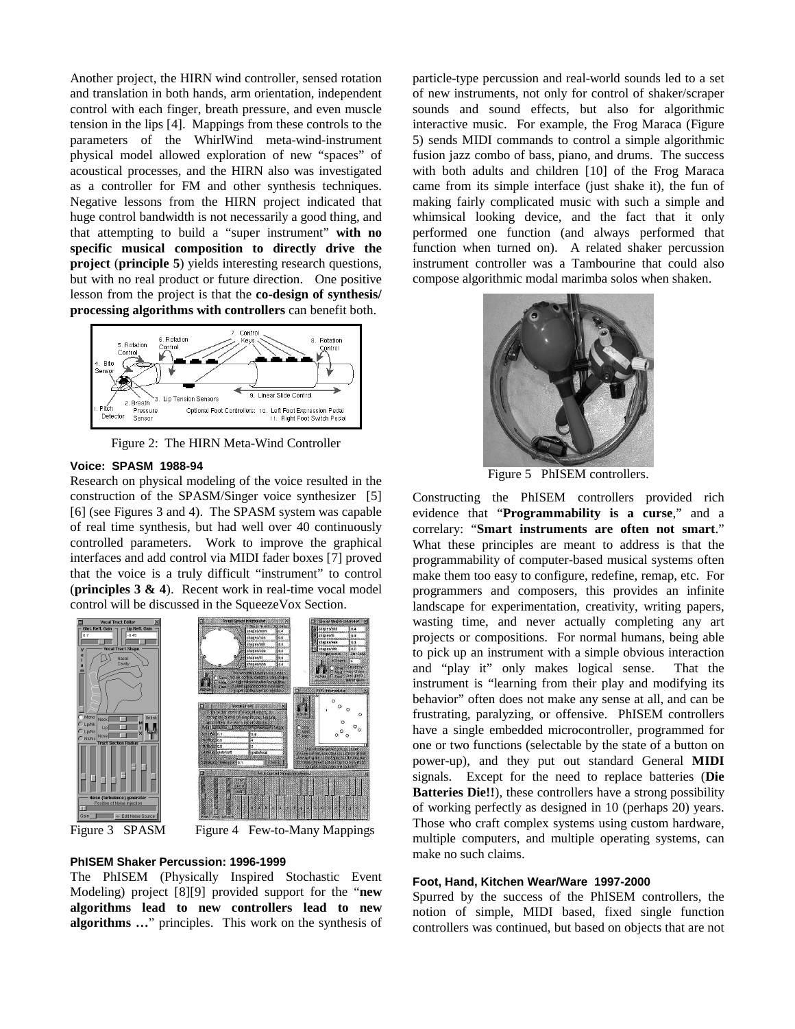Another project, the HIRN wind controller, sensed rotation and translation in both hands, arm orientation, independent control with each finger, breath pressure, and even muscle tension in the lips [4]. Mappings from these controls to the parameters of the WhirlWind meta-wind-instrument physical model allowed exploration of new "spaces" of acoustical processes, and the HIRN also was investigated as a controller for FM and other synthesis techniques. Negative lessons from the HIRN project indicated that huge control bandwidth is not necessarily a good thing, and that attempting to build a "super instrument" **with no specific musical composition to directly drive the project** (**principle 5**) yields interesting research questions, but with no real product or future direction. One positive lesson from the project is that the **co-design of synthesis/ processing algorithms with controllers** can benefit both.

Figure 2: The HIRN Meta-Wind Controller

### Voice: SPASM 1988-94

Research on physical modeling of the voice resulted in the construction of the SPASM/Singer voice synthesizer [5] [6] (see Figures 3 and 4). The SPASM system was capable of real time synthesis, but had well over 40 continuously controlled parameters. Work to improve the graphical interfaces and add control via MIDI fader boxes [7] proved that the voice is a truly difficult "instrument" to control (**principles 3 & 4**). Recent work in real-time vocal model control will be discussed in the SqueezeVox Section.

Figure 3 SPASM

Figure 4 Few-to-Many Mappings

### PhISEM Shaker Percussion: 1996-1999

The PhISEM (Physically Inspired Stochastic Event Modeling) project [8][9] provided support for the "**new algorithms lead to new controllers lead to new algorithms …**" principles. This work on the synthesis of particle-type percussion and real-world sounds led to a set of new instruments, not only for control of shaker/scraper sounds and sound effects, but also for algorithmic interactive music. For example, the Frog Maraca (Figure 5) sends MIDI commands to control a simple algorithmic fusion jazz combo of bass, piano, and drums. The success with both adults and children [10] of the Frog Maraca came from its simple interface (just shake it), the fun of making fairly complicated music with such a simple and whimsical looking device, and the fact that it only performed one function (and always performed that function when turned on). A related shaker percussion instrument controller was a Tambourine that could also compose algorithmic modal marimba solos when shaken.

Figure 5 PhISEM controllers.

Constructing the PhISEM controllers provided rich evidence that "**Programmability is a curse**," and a correlary: "**Smart instruments are often not smart**." What these principles are meant to address is that the programmability of computer-based musical systems often make them too easy to configure, redefine, remap, etc. For programmers and composers, this provides an infinite landscape for experimentation, creativity, writing papers, wasting time, and never actually completing any art projects or compositions. For normal humans, being able to pick up an instrument with a simple obvious interaction and "play it" only makes logical sense. That the instrument is "learning from their play and modifying its behavior" often does not make any sense at all, and can be frustrating, paralyzing, or offensive. PhISEM controllers have a single embedded microcontroller, programmed for one or two functions (selectable by the state of a button on power-up), and they put out standard General **MIDI** signals. Except for the need to replace batteries (**Die Batteries Die!!**), these controllers have a strong possibility of working perfectly as designed in 10 (perhaps 20) years. Those who craft complex systems using custom hardware, multiple computers, and multiple operating systems, can make no such claims.

### Foot, Hand, Kitchen Wear/Ware 1997-2000

Spurred by the success of the PhISEM controllers, the notion of simple, MIDI based, fixed single function controllers was continued, but based on objects that are not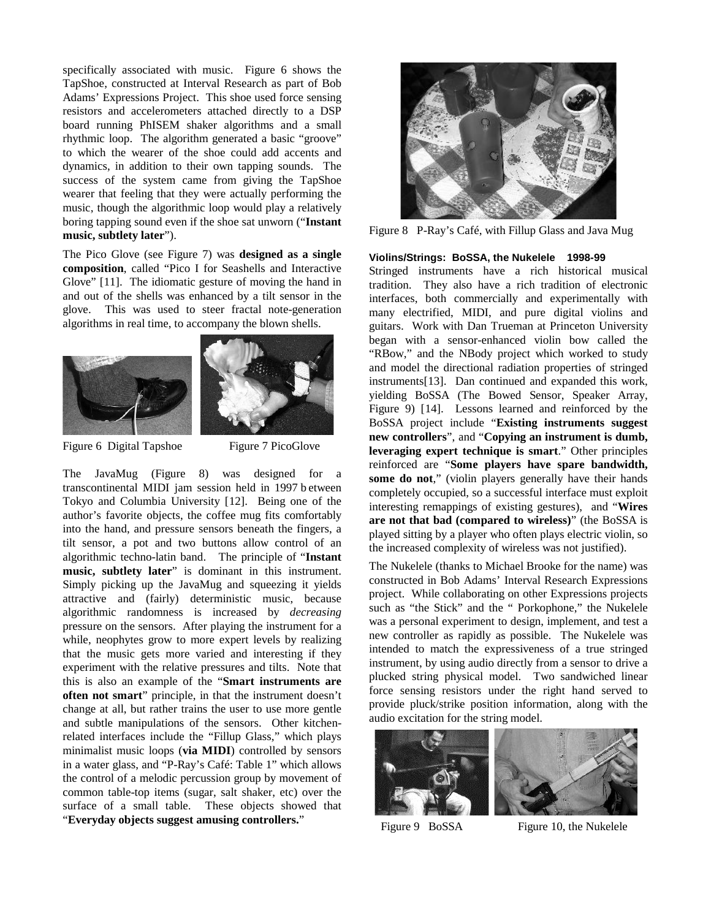specifically associated with music. Figure 6 shows the TapShoe, constructed at Interval Research as part of Bob Adams' Expressions Project. This shoe used force sensing resistors and accelerometers attached directly to a DSP board running PhISEM shaker algorithms and a small rhythmic loop. The algorithm generated a basic "groove" to which the wearer of the shoe could add accents and dynamics, in addition to their own tapping sounds. The success of the system came from giving the TapShoe wearer that feeling that they were actually performing the music, though the algorithmic loop would play a relatively boring tapping sound even if the shoe sat unworn ("**Instant music, subtlety later**").

The Pico Glove (see Figure 7) was **designed as a single composition**, called "Pico I for Seashells and Interactive Glove" [11]. The idiomatic gesture of moving the hand in and out of the shells was enhanced by a tilt sensor in the glove. This was used to steer fractal note-generation algorithms in real time, to accompany the blown shells.

Figure 6 Digital Tapshoe

Figure 7 PicoGlove

The JavaMug (Figure 8) was designed for a transcontinental MIDI jam session held in 1997 between Tokyo and Columbia University [12]. Being one of the author's favorite objects, the coffee mug fits comfortably into the hand, and pressure sensors beneath the fingers, a tilt sensor, a pot and two buttons allow control of an algorithmic techno-latin band. The principle of "**Instant music, subtlety later**" is dominant in this instrument. Simply picking up the JavaMug and squeezing it yields attractive and (fairly) deterministic music, because algorithmic randomness is increased by *decreasing* pressure on the sensors. After playing the instrument for a while, neophytes grow to more expert levels by realizing that the music gets more varied and interesting if they experiment with the relative pressures and tilts. Note that this is also an example of the "**Smart instruments are often not smart**" principle, in that the instrument doesn't change at all, but rather trains the user to use more gentle and subtle manipulations of the sensors. Other kitchen-related interfaces include the "Fillup Glass," which plays minimalist music loops (**via MIDI**) controlled by sensors in a water glass, and "P-Ray's Café: Table 1" which allows the control of a melodic percussion group by movement of common table-top items (sugar, salt shaker, etc) over the surface of a small table. These objects showed that "**Everyday objects suggest amusing controllers.**"

Figure 8 P-Ray's Café, with Fillup Glass and Java Mug

**Violins/Strings: BoSSA, the Nukelele 1998-99**

Stringed instruments have a rich historical musical tradition. They also have a rich tradition of electronic interfaces, both commercially and experimentally with many electrified, MIDI, and pure digital violins and guitars. Work with Dan Trueman at Princeton University began with a sensor-enhanced violin bow called the "RBow," and the NBody project which worked to study and model the directional radiation properties of stringed instruments[13]. Dan continued and expanded this work, yielding BoSSA (The Bowed Sensor, Speaker Array, Figure 9) [14]. Lessons learned and reinforced by the BoSSA project include "**Existing instruments suggest new controllers**", and "**Copying an instrument is dumb, leveraging expert technique is smart**." Other principles reinforced are "**Some players have spare bandwidth, some do not**," (violin players generally have their hands completely occupied, so a successful interface must exploit interesting remappings of existing gestures), and "**Wires are not that bad (compared to wireless)**" (the BoSSA is played sitting by a player who often plays electric violin, so the increased complexity of wireless was not justified).

The Nukelele (thanks to Michael Brooke for the name) was constructed in Bob Adams' Interval Research Expressions project. While collaborating on other Expressions projects such as "the Stick" and the " Porkophone," the Nukelele was a personal experiment to design, implement, and test a new controller as rapidly as possible. The Nukelele was intended to match the expressiveness of a true stringed instrument, by using audio directly from a sensor to drive a plucked string physical model. Two sandwiched linear force sensing resistors under the right hand served to provide pluck/strike position information, along with the audio excitation for the string model.

Figure 9 BoSSA

Figure 10, the Nukelele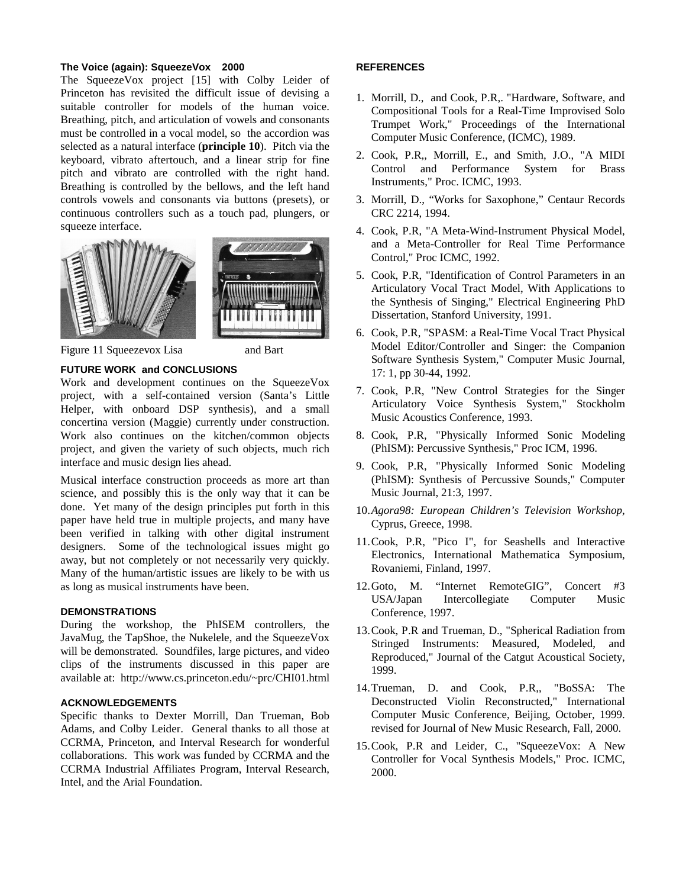### The Voice (again): SqueezeVox 2000

The SqueezeVox project [15] with Colby Leider of Princeton has revisited the difficult issue of devising a suitable controller for models of the human voice. Breathing, pitch, and articulation of vowels and consonants must be controlled in a vocal model, so the accordion was selected as a natural interface (**principle 10**). Pitch via the keyboard, vibrato aftertouch, and a linear strip for fine pitch and vibrato are controlled with the right hand. Breathing is controlled by the bellows, and the left hand controls vowels and consonants via buttons (presets), or continuous controllers such as a touch pad, plungers, or squeeze interface.

Figure 11 Squeezevox Lisa and Bart

### FUTURE WORK and CONCLUSIONS

Work and development continues on the SqueezeVox project, with a self-contained version (Santa's Little Helper, with onboard DSP synthesis), and a small concertina version (Maggie) currently under construction. Work also continues on the kitchen/common objects project, and given the variety of such objects, much rich interface and music design lies ahead.

Musical interface construction proceeds as more art than science, and possibly this is the only way that it can be done. Yet many of the design principles put forth in this paper have held true in multiple projects, and many have been verified in talking with other digital instrument designers. Some of the technological issues might go away, but not completely or not necessarily very quickly. Many of the human/artistic issues are likely to be with us as long as musical instruments have been.

### DEMONSTRATIONS

During the workshop, the PhISEM controllers, the JavaMug, the TapShoe, the Nukelele, and the SqueezeVox will be demonstrated. Soundfiles, large pictures, and video clips of the instruments discussed in this paper are available at: http://www.cs.princeton.edu/~prc/CHI01.html

### ACKNOWLEDGEMENTS

Specific thanks to Dexter Morrill, Dan Trueman, Bob Adams, and Colby Leider. General thanks to all those at CCRMA, Princeton, and Interval Research for wonderful collaborations. This work was funded by CCRMA and the CCRMA Industrial Affiliates Program, Interval Research, Intel, and the Arial Foundation.

### REFERENCES

1. Morrill, D., and Cook, P.R,. "Hardware, Software, and Compositional Tools for a Real-Time Improvised Solo Trumpet Work," Proceedings of the International Computer Music Conference, (ICMC), 1989.
2. Cook, P.R,, Morrill, E., and Smith, J.O., "A MIDI Control and Performance System for Brass Instruments," Proc. ICMC, 1993.
3. Morrill, D., "Works for Saxophone," Centaur Records CRC 2214, 1994.
4. Cook, P.R, "A Meta-Wind-Instrument Physical Model, and a Meta-Controller for Real Time Performance Control," Proc ICMC, 1992.
5. Cook, P.R, "Identification of Control Parameters in an Articulatory Vocal Tract Model, With Applications to the Synthesis of Singing," Electrical Engineering PhD Dissertation, Stanford University, 1991.
6. Cook, P.R, "SPASM: a Real-Time Vocal Tract Physical Model Editor/Controller and Singer: the Companion Software Synthesis System," Computer Music Journal, 17: 1, pp 30-44, 1992.
7. Cook, P.R, "New Control Strategies for the Singer Articulatory Voice Synthesis System," Stockholm Music Acoustics Conference, 1993.
8. Cook, P.R, "Physically Informed Sonic Modeling (PhISM): Percussive Synthesis," Proc ICM, 1996.
9. Cook, P.R, "Physically Informed Sonic Modeling (PhISM): Synthesis of Percussive Sounds," Computer Music Journal, 21:3, 1997.
10. *Agora98: European Children's Television Workshop*, Cyprus, Greece, 1998.
11. Cook, P.R, "Pico I", for Seashells and Interactive Electronics, International Mathematica Symposium, Rovaniemi, Finland, 1997.
12. Goto, M. "Internet RemoteGIG", Concert #3 USA/Japan Intercollegiate Computer Music Conference, 1997.
13. Cook, P.R and Trueman, D., "Spherical Radiation from Stringed Instruments: Measured, Modeled, and Reproduced," Journal of the Catgut Acoustical Society, 1999.
14. Trueman, D. and Cook, P.R,, "BoSSA: The Deconstructed Violin Reconstructed," International Computer Music Conference, Beijing, October, 1999. revised for Journal of New Music Research, Fall, 2000.
15. Cook, P.R and Leider, C., "SqueezeVox: A New Controller for Vocal Synthesis Models," Proc. ICMC, 2000.